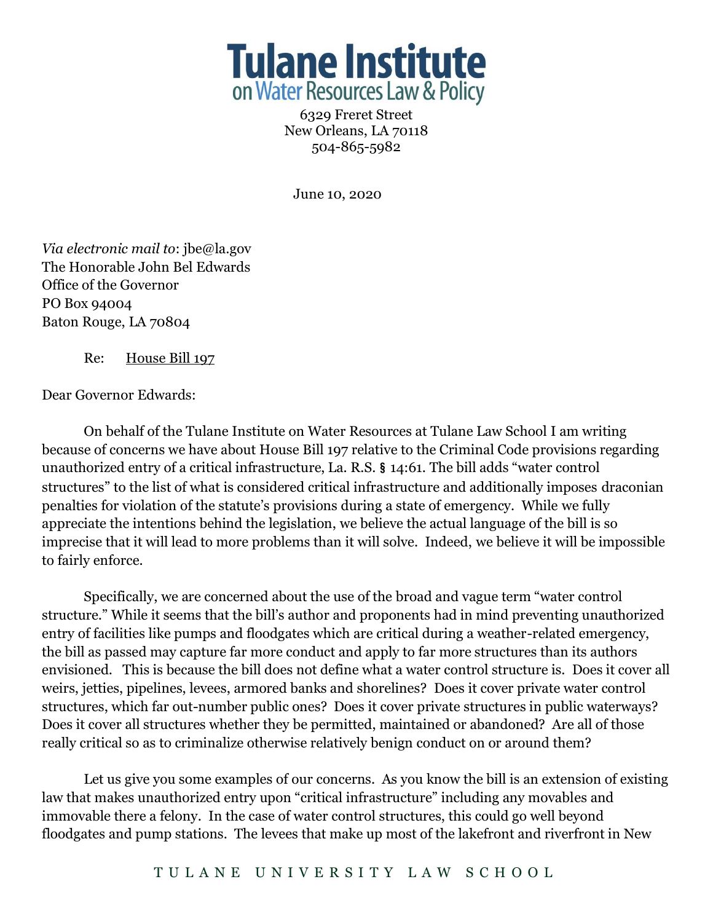# Tulane Institute on Water Resources Law & Policy

6329 Freret Street
New Orleans, LA 70118
504-865-5982

June 10, 2020

*Via electronic mail to*: jbe@la.gov
The Honorable John Bel Edwards
Office of the Governor
PO Box 94004
Baton Rouge, LA 70804

Re: House Bill 197

Dear Governor Edwards:

On behalf of the Tulane Institute on Water Resources at Tulane Law School I am writing because of concerns we have about House Bill 197 relative to the Criminal Code provisions regarding unauthorized entry of a critical infrastructure, La. R.S. § 14:61. The bill adds "water control structures" to the list of what is considered critical infrastructure and additionally imposes draconian penalties for violation of the statute's provisions during a state of emergency. While we fully appreciate the intentions behind the legislation, we believe the actual language of the bill is so imprecise that it will lead to more problems than it will solve. Indeed, we believe it will be impossible to fairly enforce.

Specifically, we are concerned about the use of the broad and vague term "water control structure." While it seems that the bill's author and proponents had in mind preventing unauthorized entry of facilities like pumps and floodgates which are critical during a weather-related emergency, the bill as passed may capture far more conduct and apply to far more structures than its authors envisioned. This is because the bill does not define what a water control structure is. Does it cover all weirs, jetties, pipelines, levees, armored banks and shorelines? Does it cover private water control structures, which far out-number public ones? Does it cover private structures in public waterways? Does it cover all structures whether they be permitted, maintained or abandoned? Are all of those really critical so as to criminalize otherwise relatively benign conduct on or around them?

Let us give you some examples of our concerns. As you know the bill is an extension of existing law that makes unauthorized entry upon "critical infrastructure" including any movables and immovable there a felony. In the case of water control structures, this could go well beyond floodgates and pump stations. The levees that make up most of the lakefront and riverfront in New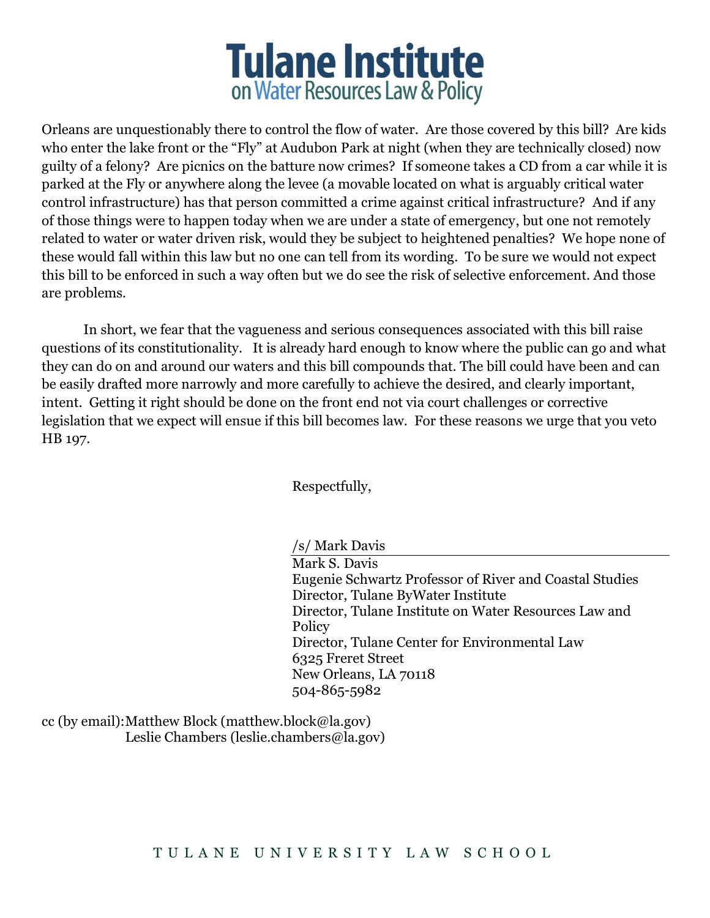Orleans are unquestionably there to control the flow of water. Are those covered by this bill? Are kids who enter the lake front or the "Fly" at Audubon Park at night (when they are technically closed) now guilty of a felony? Are picnics on the batture now crimes? If someone takes a CD from a car while it is parked at the Fly or anywhere along the levee (a movable located on what is arguably critical water control infrastructure) has that person committed a crime against critical infrastructure? And if any of those things were to happen today when we are under a state of emergency, but one not remotely related to water or water driven risk, would they be subject to heightened penalties? We hope none of these would fall within this law but no one can tell from its wording. To be sure we would not expect this bill to be enforced in such a way often but we do see the risk of selective enforcement. And those are problems.

In short, we fear that the vagueness and serious consequences associated with this bill raise questions of its constitutionality. It is already hard enough to know where the public can go and what they can do on and around our waters and this bill compounds that. The bill could have been and can be easily drafted more narrowly and more carefully to achieve the desired, and clearly important, intent. Getting it right should be done on the front end not via court challenges or corrective legislation that we expect will ensue if this bill becomes law. For these reasons we urge that you veto HB 197.

Respectfully,

/s/ Mark Davis

Mark S. Davis
Eugenie Schwartz Professor of River and Coastal Studies
Director, Tulane ByWater Institute
Director, Tulane Institute on Water Resources Law and Policy
Director, Tulane Center for Environmental Law
6325 Freret Street
New Orleans, LA 70118
504-865-5982

cc (by email): Matthew Block (matthew.block@la.gov)
Leslie Chambers (leslie.chambers@la.gov)